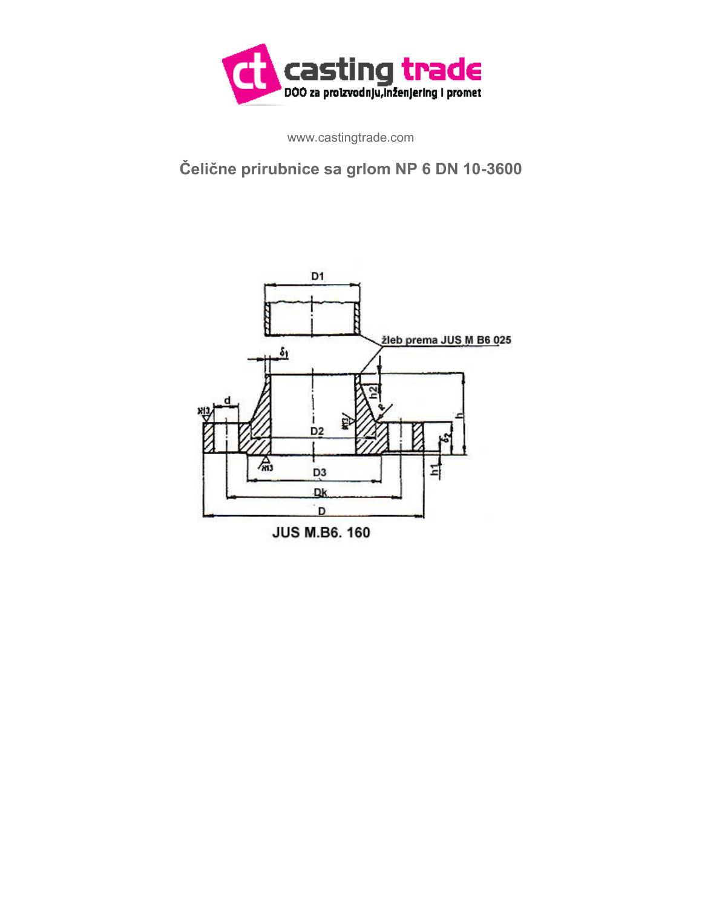www.castingtrade.com

## Čelične prirubnice sa grlom NP 6 DN 10-3600

žleb prema JUS M B6 025

JUS M.B6. 160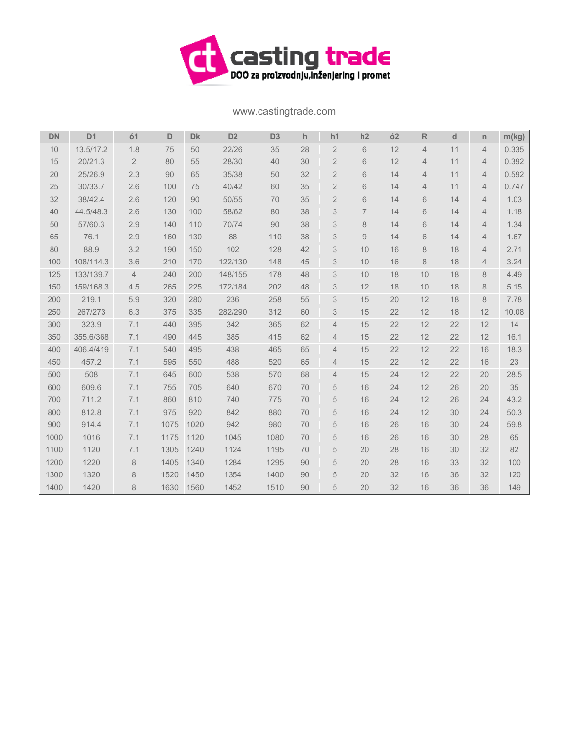**casting trade**
DOO za proizvodnju,inženjering i promet

www.castingtrade.com

| DN | D1 | ó1 | D | Dk | D2 | D3 | h | h1 | h2 | ó2 | R | d | n | m(kg) |
|---|---|---|---|---|---|---|---|---|---|---|---|---|---|---|
| 10 | 13.5/17.2 | 1.8 | 75 | 50 | 22/26 | 35 | 28 | 2 | 6 | 12 | 4 | 11 | 4 | 0.335 |
| 15 | 20/21.3 | 2 | 80 | 55 | 28/30 | 40 | 30 | 2 | 6 | 12 | 4 | 11 | 4 | 0.392 |
| 20 | 25/26.9 | 2.3 | 90 | 65 | 35/38 | 50 | 32 | 2 | 6 | 14 | 4 | 11 | 4 | 0.592 |
| 25 | 30/33.7 | 2.6 | 100 | 75 | 40/42 | 60 | 35 | 2 | 6 | 14 | 4 | 11 | 4 | 0.747 |
| 32 | 38/42.4 | 2.6 | 120 | 90 | 50/55 | 70 | 35 | 2 | 6 | 14 | 6 | 14 | 4 | 1.03 |
| 40 | 44.5/48.3 | 2.6 | 130 | 100 | 58/62 | 80 | 38 | 3 | 7 | 14 | 6 | 14 | 4 | 1.18 |
| 50 | 57/60.3 | 2.9 | 140 | 110 | 70/74 | 90 | 38 | 3 | 8 | 14 | 6 | 14 | 4 | 1.34 |
| 65 | 76.1 | 2.9 | 160 | 130 | 88 | 110 | 38 | 3 | 9 | 14 | 6 | 14 | 4 | 1.67 |
| 80 | 88.9 | 3.2 | 190 | 150 | 102 | 128 | 42 | 3 | 10 | 16 | 8 | 18 | 4 | 2.71 |
| 100 | 108/114.3 | 3.6 | 210 | 170 | 122/130 | 148 | 45 | 3 | 10 | 16 | 8 | 18 | 4 | 3.24 |
| 125 | 133/139.7 | 4 | 240 | 200 | 148/155 | 178 | 48 | 3 | 10 | 18 | 10 | 18 | 8 | 4.49 |
| 150 | 159/168.3 | 4.5 | 265 | 225 | 172/184 | 202 | 48 | 3 | 12 | 18 | 10 | 18 | 8 | 5.15 |
| 200 | 219.1 | 5.9 | 320 | 280 | 236 | 258 | 55 | 3 | 15 | 20 | 12 | 18 | 8 | 7.78 |
| 250 | 267/273 | 6.3 | 375 | 335 | 282/290 | 312 | 60 | 3 | 15 | 22 | 12 | 18 | 12 | 10.08 |
| 300 | 323.9 | 7.1 | 440 | 395 | 342 | 365 | 62 | 4 | 15 | 22 | 12 | 22 | 12 | 14 |
| 350 | 355.6/368 | 7.1 | 490 | 445 | 385 | 415 | 62 | 4 | 15 | 22 | 12 | 22 | 12 | 16.1 |
| 400 | 406.4/419 | 7.1 | 540 | 495 | 438 | 465 | 65 | 4 | 15 | 22 | 12 | 22 | 16 | 18.3 |
| 450 | 457.2 | 7.1 | 595 | 550 | 488 | 520 | 65 | 4 | 15 | 22 | 12 | 22 | 16 | 23 |
| 500 | 508 | 7.1 | 645 | 600 | 538 | 570 | 68 | 4 | 15 | 24 | 12 | 22 | 20 | 28.5 |
| 600 | 609.6 | 7.1 | 755 | 705 | 640 | 670 | 70 | 5 | 16 | 24 | 12 | 26 | 20 | 35 |
| 700 | 711.2 | 7.1 | 860 | 810 | 740 | 775 | 70 | 5 | 16 | 24 | 12 | 26 | 24 | 43.2 |
| 800 | 812.8 | 7.1 | 975 | 920 | 842 | 880 | 70 | 5 | 16 | 24 | 12 | 30 | 24 | 50.3 |
| 900 | 914.4 | 7.1 | 1075 | 1020 | 942 | 980 | 70 | 5 | 16 | 26 | 16 | 30 | 24 | 59.8 |
| 1000 | 1016 | 7.1 | 1175 | 1120 | 1045 | 1080 | 70 | 5 | 16 | 26 | 16 | 30 | 28 | 65 |
| 1100 | 1120 | 7.1 | 1305 | 1240 | 1124 | 1195 | 70 | 5 | 20 | 28 | 16 | 30 | 32 | 82 |
| 1200 | 1220 | 8 | 1405 | 1340 | 1284 | 1295 | 90 | 5 | 20 | 28 | 16 | 33 | 32 | 100 |
| 1300 | 1320 | 8 | 1520 | 1450 | 1354 | 1400 | 90 | 5 | 20 | 32 | 16 | 36 | 32 | 120 |
| 1400 | 1420 | 8 | 1630 | 1560 | 1452 | 1510 | 90 | 5 | 20 | 32 | 16 | 36 | 36 | 149 |